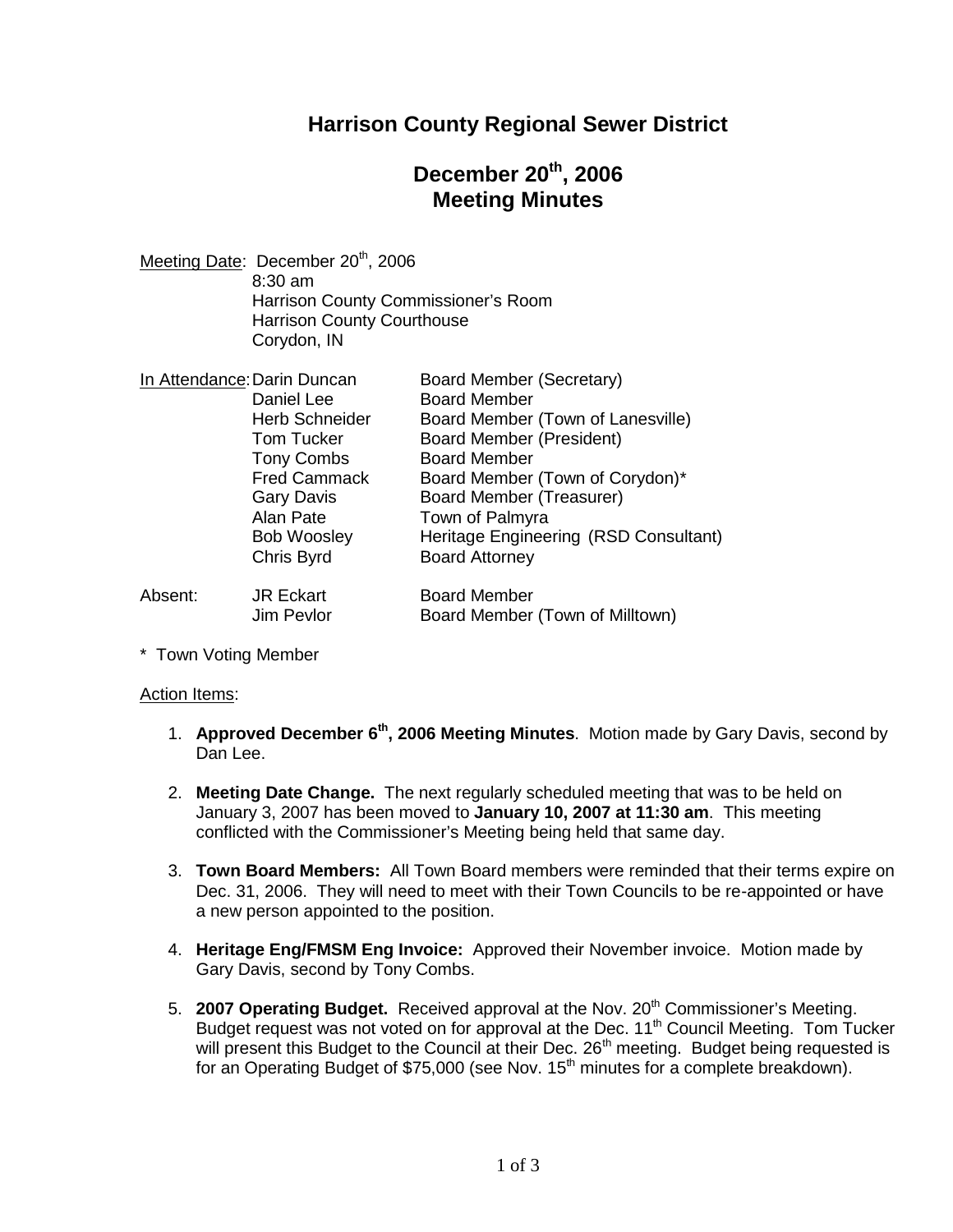# Harrison County Regional Sewer District

## December 20th, 2006
## Meeting Minutes

Meeting Date: December 20th, 2006
8:30 am
Harrison County Commissioner's Room
Harrison County Courthouse
Corydon, IN

In Attendance:

| | |
|---|---|
| Darin Duncan | Board Member (Secretary) |
| Daniel Lee | Board Member |
| Herb Schneider | Board Member (Town of Lanesville) |
| Tom Tucker | Board Member (President) |
| Tony Combs | Board Member |
| Fred Cammack | Board Member (Town of Corydon)* |
| Gary Davis | Board Member (Treasurer) |
| Alan Pate | Town of Palmyra |
| Bob Woosley | Heritage Engineering (RSD Consultant) |
| Chris Byrd | Board Attorney |

Absent:

| | |
|---|---|
| JR Eckart | Board Member |
| Jim Pevlor | Board Member (Town of Milltown) |

\* Town Voting Member

Action Items:

1. **Approved December 6th, 2006 Meeting Minutes**. Motion made by Gary Davis, second by Dan Lee.

2. **Meeting Date Change.** The next regularly scheduled meeting that was to be held on January 3, 2007 has been moved to **January 10, 2007 at 11:30 am**. This meeting conflicted with the Commissioner's Meeting being held that same day.

3. **Town Board Members:** All Town Board members were reminded that their terms expire on Dec. 31, 2006. They will need to meet with their Town Councils to be re-appointed or have a new person appointed to the position.

4. **Heritage Eng/FMSM Eng Invoice:** Approved their November invoice. Motion made by Gary Davis, second by Tony Combs.

5. **2007 Operating Budget.** Received approval at the Nov. 20th Commissioner's Meeting. Budget request was not voted on for approval at the Dec. 11th Council Meeting. Tom Tucker will present this Budget to the Council at their Dec. 26th meeting. Budget being requested is for an Operating Budget of $75,000 (see Nov. 15th minutes for a complete breakdown).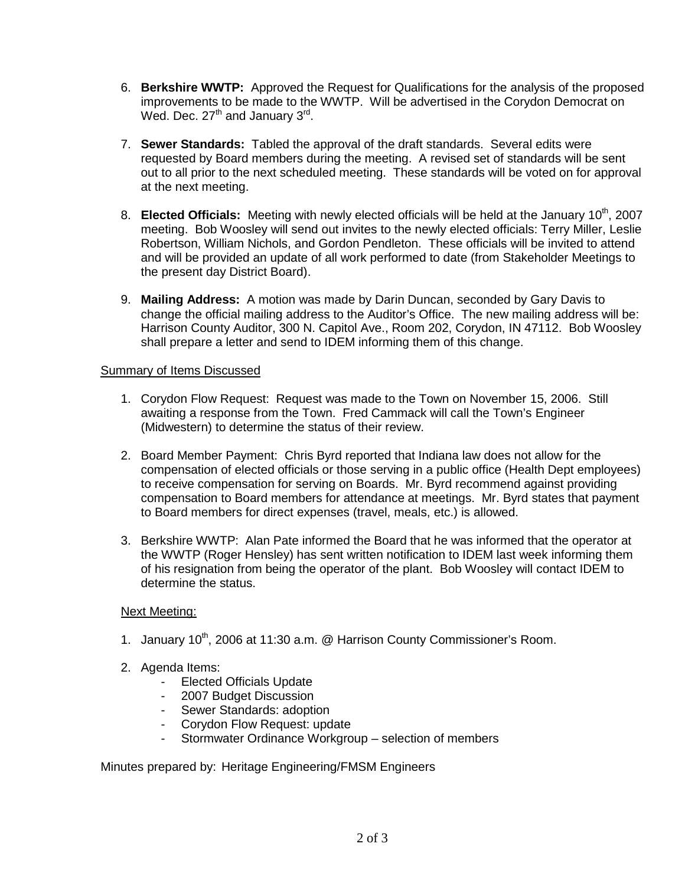6. **Berkshire WWTP:** Approved the Request for Qualifications for the analysis of the proposed improvements to be made to the WWTP. Will be advertised in the Corydon Democrat on Wed. Dec. 27th and January 3rd.

7. **Sewer Standards:** Tabled the approval of the draft standards. Several edits were requested by Board members during the meeting. A revised set of standards will be sent out to all prior to the next scheduled meeting. These standards will be voted on for approval at the next meeting.

8. **Elected Officials:** Meeting with newly elected officials will be held at the January 10th, 2007 meeting. Bob Woosley will send out invites to the newly elected officials: Terry Miller, Leslie Robertson, William Nichols, and Gordon Pendleton. These officials will be invited to attend and will be provided an update of all work performed to date (from Stakeholder Meetings to the present day District Board).

9. **Mailing Address:** A motion was made by Darin Duncan, seconded by Gary Davis to change the official mailing address to the Auditor's Office. The new mailing address will be: Harrison County Auditor, 300 N. Capitol Ave., Room 202, Corydon, IN 47112. Bob Woosley shall prepare a letter and send to IDEM informing them of this change.

<u>Summary of Items Discussed</u>

1. Corydon Flow Request: Request was made to the Town on November 15, 2006. Still awaiting a response from the Town. Fred Cammack will call the Town's Engineer (Midwestern) to determine the status of their review.

2. Board Member Payment: Chris Byrd reported that Indiana law does not allow for the compensation of elected officials or those serving in a public office (Health Dept employees) to receive compensation for serving on Boards. Mr. Byrd recommend against providing compensation to Board members for attendance at meetings. Mr. Byrd states that payment to Board members for direct expenses (travel, meals, etc.) is allowed.

3. Berkshire WWTP: Alan Pate informed the Board that he was informed that the operator at the WWTP (Roger Hensley) has sent written notification to IDEM last week informing them of his resignation from being the operator of the plant. Bob Woosley will contact IDEM to determine the status.

<u>Next Meeting:</u>

1. January 10th, 2006 at 11:30 a.m. @ Harrison County Commissioner's Room.

2. Agenda Items:
   - Elected Officials Update
   - 2007 Budget Discussion
   - Sewer Standards: adoption
   - Corydon Flow Request: update
   - Stormwater Ordinance Workgroup – selection of members

Minutes prepared by: Heritage Engineering/FMSM Engineers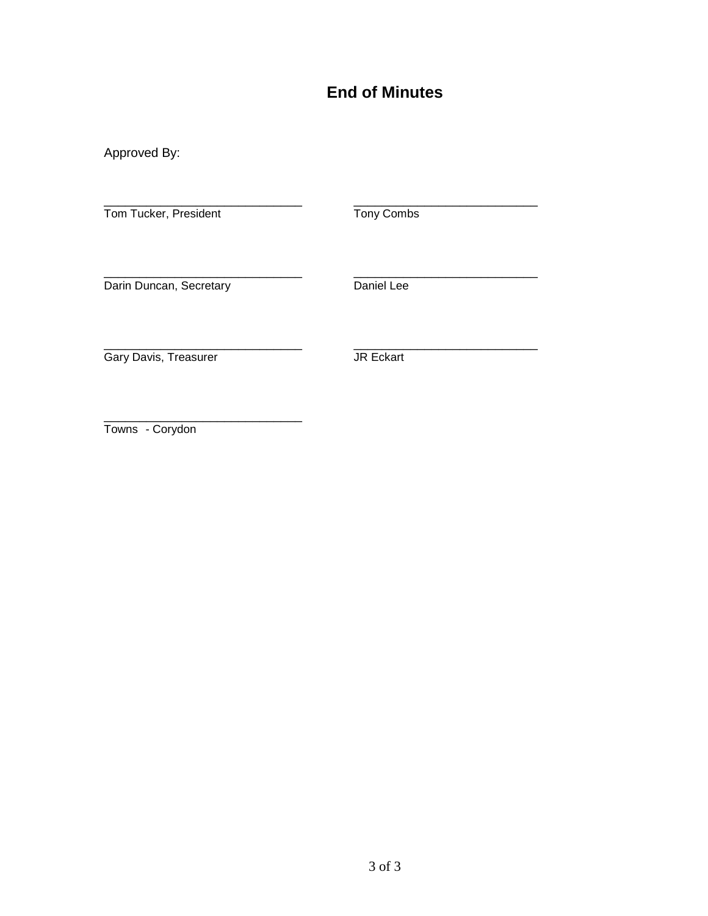## End of Minutes

Approved By:

| | |
|---|---|
| ______________________________ | ______________________________ |
| Tom Tucker, President | Tony Combs |
| ______________________________ | ______________________________ |
| Darin Duncan, Secretary | Daniel Lee |
| ______________________________ | ______________________________ |
| Gary Davis, Treasurer | JR Eckart |
| ______________________________ | |
| Towns - Corydon | |